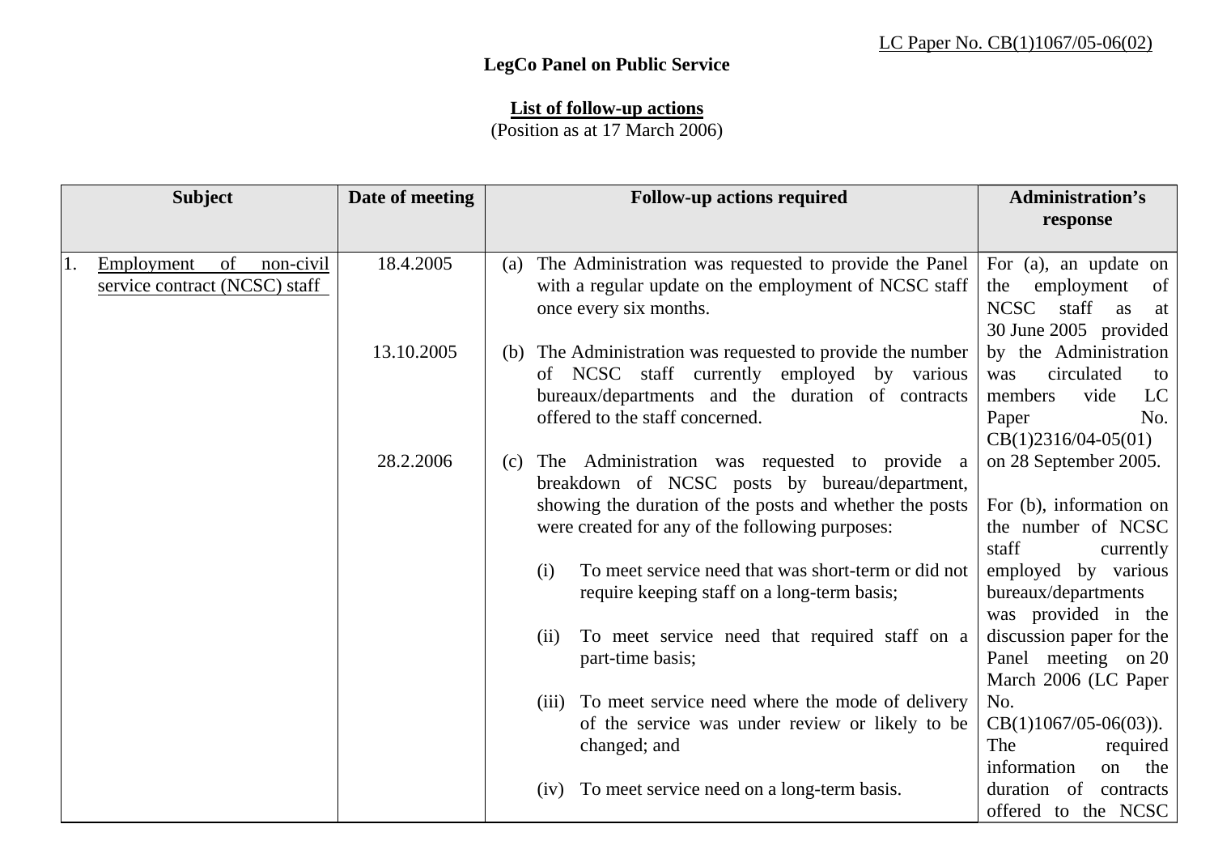LC Paper No. CB(1)1067/05-06(02)

**LegCo Panel on Public Service**

**List of follow-up actions**
(Position as at 17 March 2006)

| Subject | Date of meeting | Follow-up actions required | Administration's response |
|---|---|---|---|
| 1. Employment of non-civil service contract (NCSC) staff | 18.4.2005 | (a) The Administration was requested to provide the Panel with a regular update on the employment of NCSC staff once every six months. | For (a), an update on the employment of NCSC staff as at 30 June 2005 provided by the Administration was circulated to members vide LC Paper No. CB(1)2316/04-05(01) on 28 September 2005. |
| | 13.10.2005 | (b) The Administration was requested to provide the number of NCSC staff currently employed by various bureaux/departments and the duration of contracts offered to the staff concerned. | For (b), information on the number of NCSC staff currently employed by various bureaux/departments was provided in the discussion paper for the Panel meeting on 20 March 2006 (LC Paper No. CB(1)1067/05-06(03)). The required information on the duration of contracts offered to the NCSC |
| | 28.2.2006 | (c) The Administration was requested to provide a breakdown of NCSC posts by bureau/department, showing the duration of the posts and whether the posts were created for any of the following purposes:<br><br>(i) To meet service need that was short-term or did not require keeping staff on a long-term basis;<br><br>(ii) To meet service need that required staff on a part-time basis;<br><br>(iii) To meet service need where the mode of delivery of the service was under review or likely to be changed; and<br><br>(iv) To meet service need on a long-term basis. | |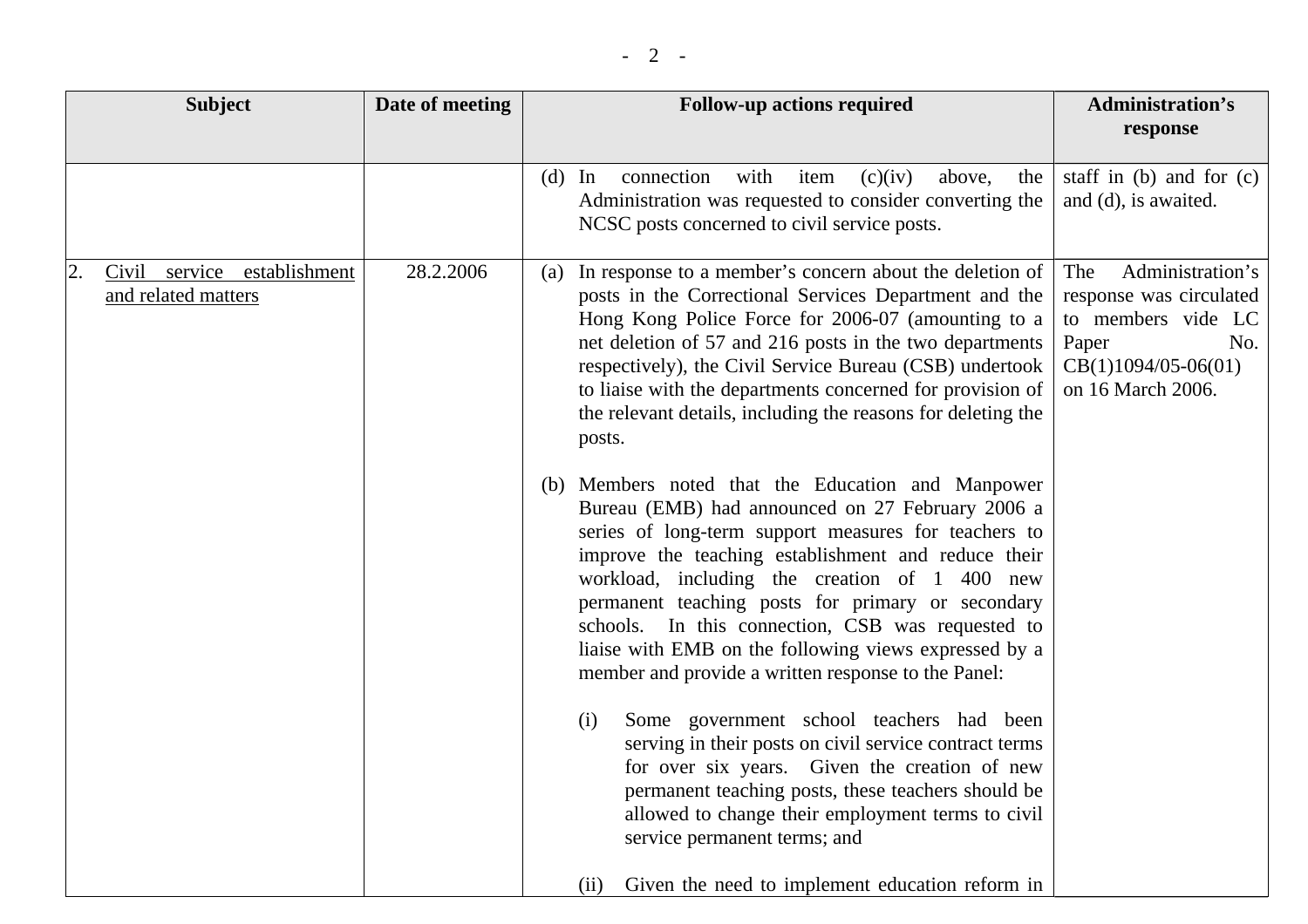| Subject | Date of meeting | Follow-up actions required | Administration's response |
| --- | --- | --- | --- |
| | | (d) In connection with item (c)(iv) above, the Administration was requested to consider converting the NCSC posts concerned to civil service posts. | staff in (b) and for (c) and (d), is awaited. |
| 2. <u>Civil service establishment and related matters</u> | 28.2.2006 | (a) In response to a member's concern about the deletion of posts in the Correctional Services Department and the Hong Kong Police Force for 2006-07 (amounting to a net deletion of 57 and 216 posts in the two departments respectively), the Civil Service Bureau (CSB) undertook to liaise with the departments concerned for provision of the relevant details, including the reasons for deleting the posts.<br><br>(b) Members noted that the Education and Manpower Bureau (EMB) had announced on 27 February 2006 a series of long-term support measures for teachers to improve the teaching establishment and reduce their workload, including the creation of 1 400 new permanent teaching posts for primary or secondary schools. In this connection, CSB was requested to liaise with EMB on the following views expressed by a member and provide a written response to the Panel:<br><br>(i) Some government school teachers had been serving in their posts on civil service contract terms for over six years. Given the creation of new permanent teaching posts, these teachers should be allowed to change their employment terms to civil service permanent terms; and<br><br>(ii) Given the need to implement education reform in | The Administration's response was circulated to members vide LC Paper No. CB(1)1094/05-06(01) on 16 March 2006. |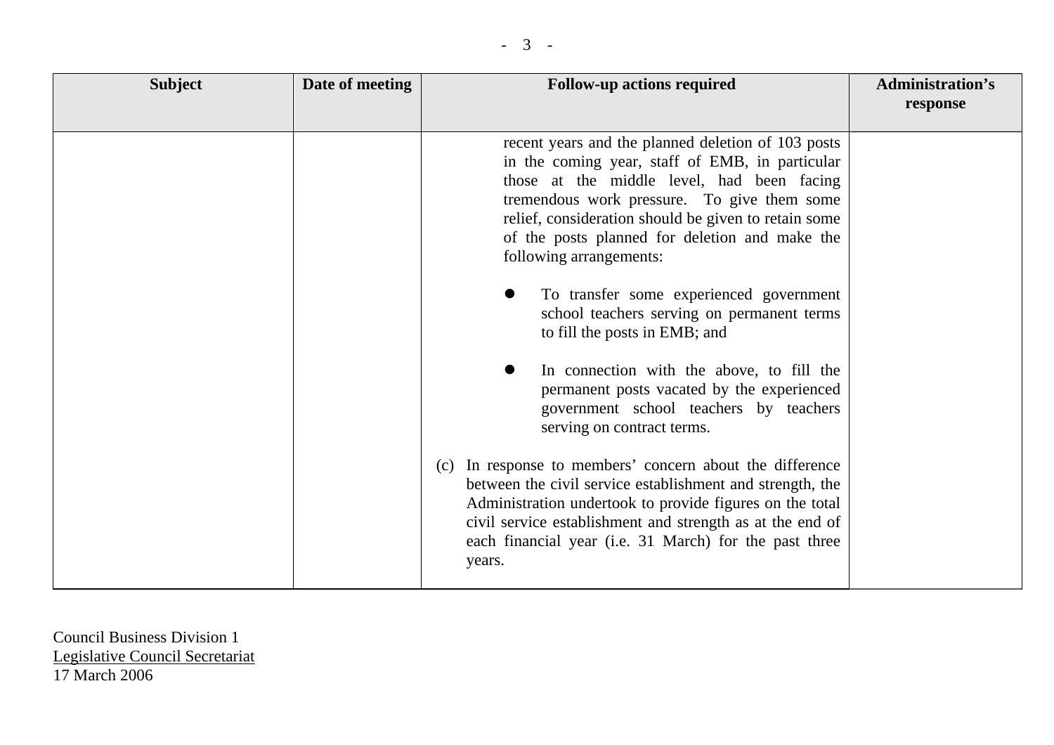| Subject | Date of meeting | Follow-up actions required | Administration's response |
|---|---|---|---|
| | | recent years and the planned deletion of 103 posts in the coming year, staff of EMB, in particular those at the middle level, had been facing tremendous work pressure. To give them some relief, consideration should be given to retain some of the posts planned for deletion and make the following arrangements:<br><br>● To transfer some experienced government school teachers serving on permanent terms to fill the posts in EMB; and<br><br>● In connection with the above, to fill the permanent posts vacated by the experienced government school teachers by teachers serving on contract terms.<br><br>(c) In response to members' concern about the difference between the civil service establishment and strength, the Administration undertook to provide figures on the total civil service establishment and strength as at the end of each financial year (i.e. 31 March) for the past three years. | |

Council Business Division 1
Legislative Council Secretariat
17 March 2006